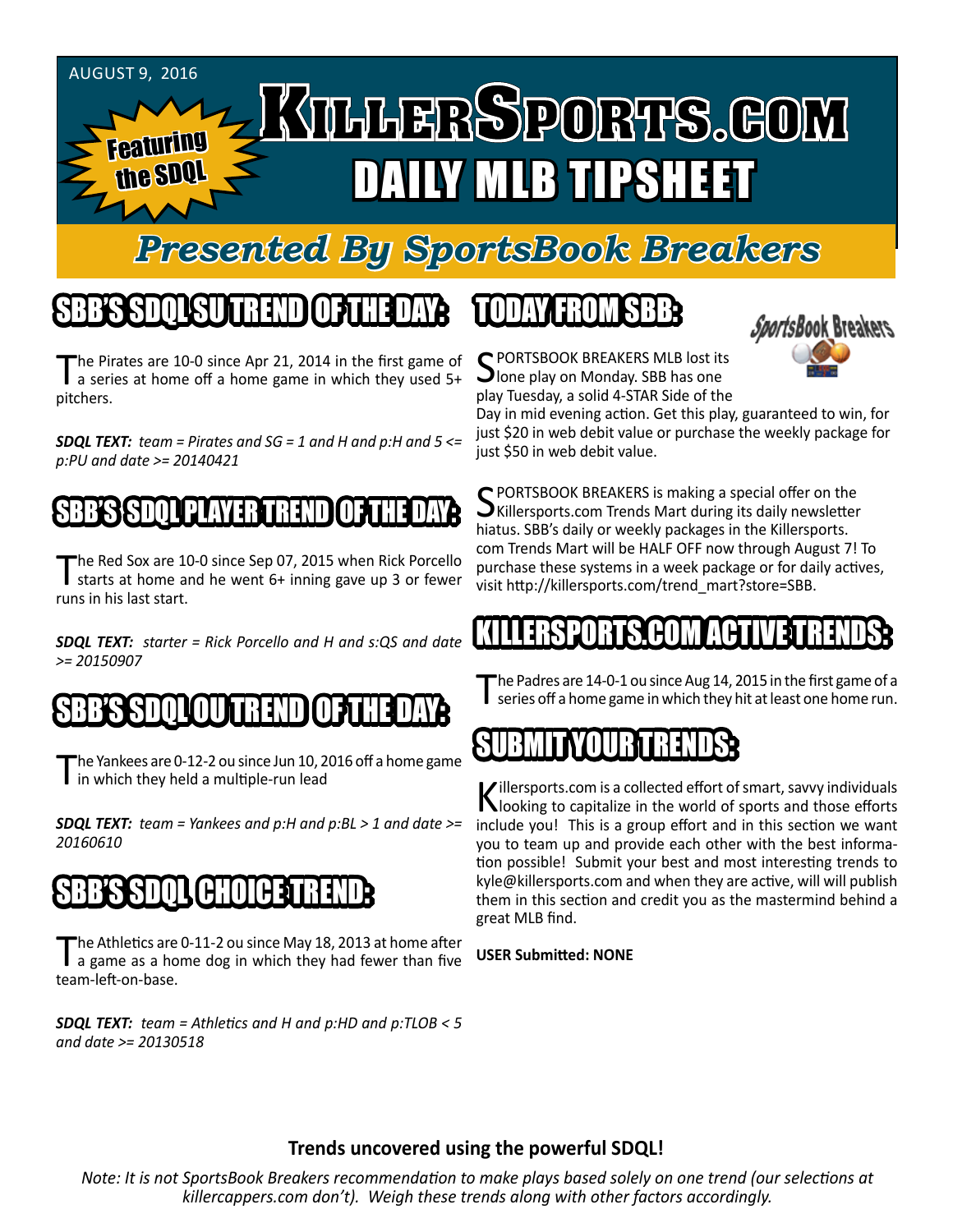AUGUST 9, 2016

Featuring the SDQL

# KILLERSPORTS.COM DAILY MLB TIPSHEET

## Presented By SportsBook Breakers

## SBB'S SDQL SU TREND OF THE DAY:

The Pirates are 10-0 since Apr 21, 2014 in the first game of a series at home off a home game in which they used 5+ pitchers.

***SDQL TEXT:*** *team = Pirates and SG = 1 and H and p:H and 5 <= p:PU and date >= 20140421*

## SBB'S SDQL PLAYER TREND OF THE DAY:

The Red Sox are 10-0 since Sep 07, 2015 when Rick Porcello starts at home and he went 6+ inning gave up 3 or fewer runs in his last start.

***SDQL TEXT:*** *starter = Rick Porcello and H and s:QS and date >= 20150907*

## SBB'S SDQL OU TREND OF THE DAY:

The Yankees are 0-12-2 ou since Jun 10, 2016 off a home game in which they held a multiple-run lead

***SDQL TEXT:*** *team = Yankees and p:H and p:BL > 1 and date >= 20160610*

## SBB'S SDQL CHOICE TREND:

The Athletics are 0-11-2 ou since May 18, 2013 at home after a game as a home dog in which they had fewer than five team-left-on-base.

***SDQL TEXT:*** *team = Athletics and H and p:HD and p:TLOB < 5 and date >= 20130518*

## TODAY FROM SBB:

SPORTSBOOK BREAKERS MLB lost its lone play on Monday. SBB has one play Tuesday, a solid 4-STAR Side of the Day in mid evening action. Get this play, guaranteed to win, for just $20 in web debit value or purchase the weekly package for just $50 in web debit value.

SPORTSBOOK BREAKERS is making a special offer on the Killersports.com Trends Mart during its daily newsletter hiatus. SBB's daily or weekly packages in the Killersports.com Trends Mart will be HALF OFF now through August 7! To purchase these systems in a week package or for daily actives, visit http://killersports.com/trend_mart?store=SBB.

## KILLERSPORTS.COM ACTIVE TRENDS:

The Padres are 14-0-1 ou since Aug 14, 2015 in the first game of a series off a home game in which they hit at least one home run.

## SUBMIT YOUR TRENDS:

Killersports.com is a collected effort of smart, savvy individuals looking to capitalize in the world of sports and those efforts include you! This is a group effort and in this section we want you to team up and provide each other with the best information possible! Submit your best and most interesting trends to kyle@killersports.com and when they are active, will will publish them in this section and credit you as the mastermind behind a great MLB find.

**USER Submitted: NONE**

**Trends uncovered using the powerful SDQL!**

*Note: It is not SportsBook Breakers recommendation to make plays based solely on one trend (our selections at killercappers.com don't). Weigh these trends along with other factors accordingly.*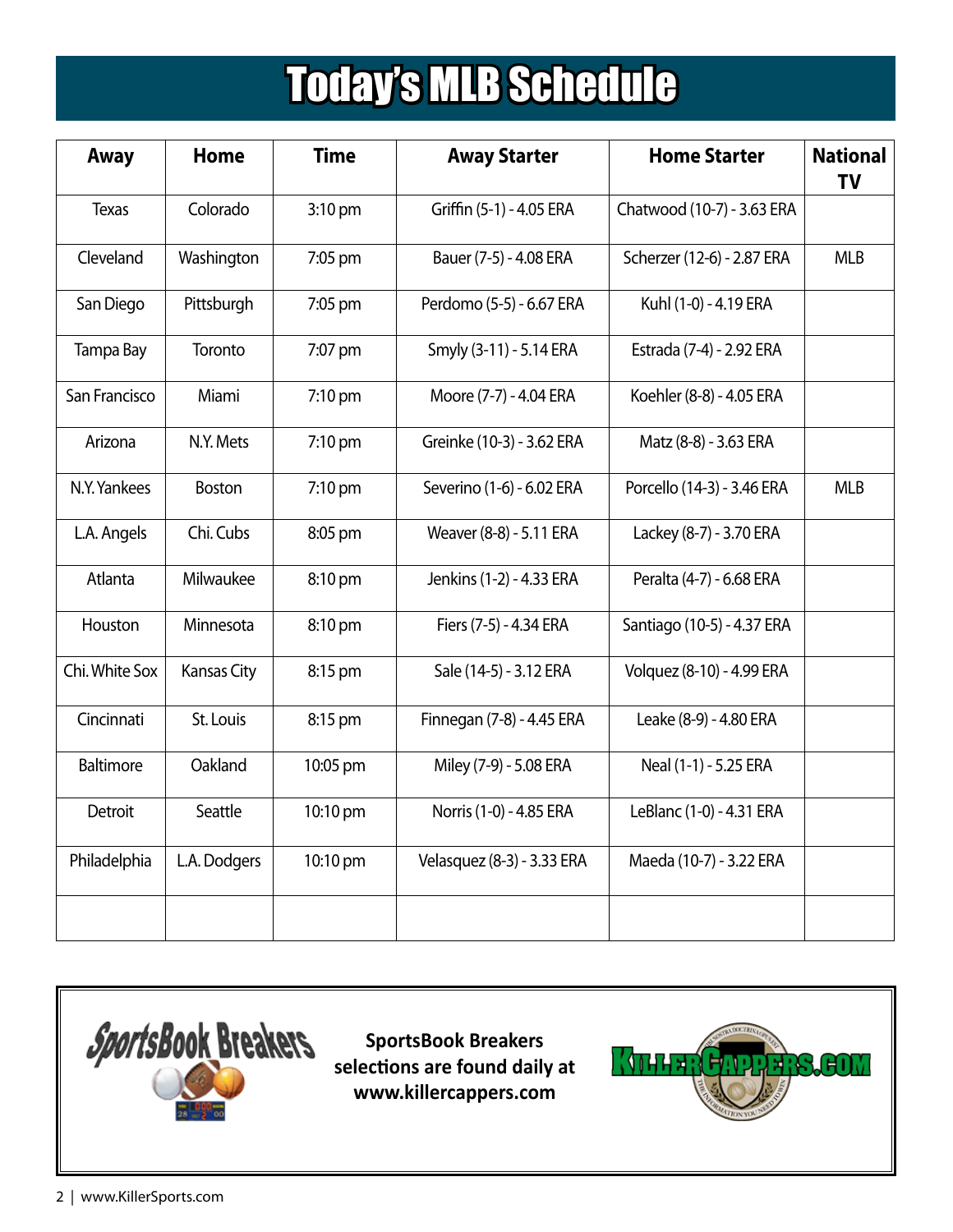# Today's MLB Schedule

| Away | Home | Time | Away Starter | Home Starter | National TV |
|---|---|---|---|---|---|
| Texas | Colorado | 3:10 pm | Griffin (5-1) - 4.05 ERA | Chatwood (10-7) - 3.63 ERA | |
| Cleveland | Washington | 7:05 pm | Bauer (7-5) - 4.08 ERA | Scherzer (12-6) - 2.87 ERA | MLB |
| San Diego | Pittsburgh | 7:05 pm | Perdomo (5-5) - 6.67 ERA | Kuhl (1-0) - 4.19 ERA | |
| Tampa Bay | Toronto | 7:07 pm | Smyly (3-11) - 5.14 ERA | Estrada (7-4) - 2.92 ERA | |
| San Francisco | Miami | 7:10 pm | Moore (7-7) - 4.04 ERA | Koehler (8-8) - 4.05 ERA | |
| Arizona | N.Y. Mets | 7:10 pm | Greinke (10-3) - 3.62 ERA | Matz (8-8) - 3.63 ERA | |
| N.Y. Yankees | Boston | 7:10 pm | Severino (1-6) - 6.02 ERA | Porcello (14-3) - 3.46 ERA | MLB |
| L.A. Angels | Chi. Cubs | 8:05 pm | Weaver (8-8) - 5.11 ERA | Lackey (8-7) - 3.70 ERA | |
| Atlanta | Milwaukee | 8:10 pm | Jenkins (1-2) - 4.33 ERA | Peralta (4-7) - 6.68 ERA | |
| Houston | Minnesota | 8:10 pm | Fiers (7-5) - 4.34 ERA | Santiago (10-5) - 4.37 ERA | |
| Chi. White Sox | Kansas City | 8:15 pm | Sale (14-5) - 3.12 ERA | Volquez (8-10) - 4.99 ERA | |
| Cincinnati | St. Louis | 8:15 pm | Finnegan (7-8) - 4.45 ERA | Leake (8-9) - 4.80 ERA | |
| Baltimore | Oakland | 10:05 pm | Miley (7-9) - 5.08 ERA | Neal (1-1) - 5.25 ERA | |
| Detroit | Seattle | 10:10 pm | Norris (1-0) - 4.85 ERA | LeBlanc (1-0) - 4.31 ERA | |
| Philadelphia | L.A. Dodgers | 10:10 pm | Velasquez (8-3) - 3.33 ERA | Maeda (10-7) - 3.22 ERA | |
| | | | | | |

SportsBook Breakers

**SportsBook Breakers selections are found daily at www.killercappers.com**

KILLERCAPPERS.COM